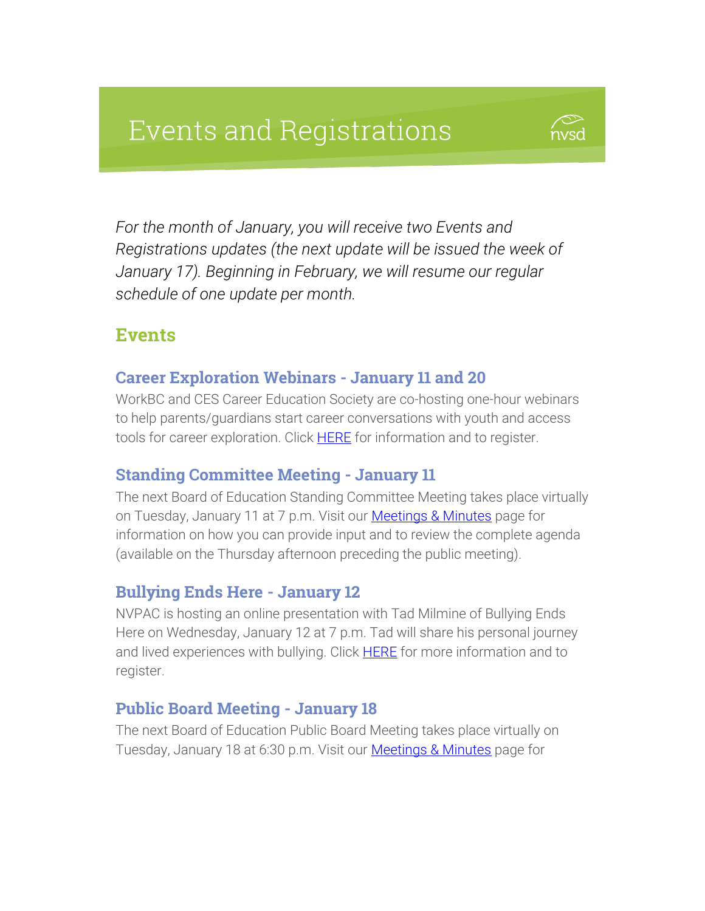# Events and Registrations

*For the month of January, you will receive two Events and Registrations updates (the next update will be issued the week of January 17). Beginning in February, we will resume our regular schedule of one update per month.*

## Events

### Career Exploration Webinars - January 11 and 20

WorkBC and CES Career Education Society are co-hosting one-hour webinars to help parents/guardians start career conversations with youth and access tools for career exploration. Click HERE for information and to register.

### Standing Committee Meeting - January 11

The next Board of Education Standing Committee Meeting takes place virtually on Tuesday, January 11 at 7 p.m. Visit our Meetings & Minutes page for information on how you can provide input and to review the complete agenda (available on the Thursday afternoon preceding the public meeting).

### Bullying Ends Here - January 12

NVPAC is hosting an online presentation with Tad Milmine of Bullying Ends Here on Wednesday, January 12 at 7 p.m. Tad will share his personal journey and lived experiences with bullying. Click HERE for more information and to register.

### Public Board Meeting - January 18

The next Board of Education Public Board Meeting takes place virtually on Tuesday, January 18 at 6:30 p.m. Visit our Meetings & Minutes page for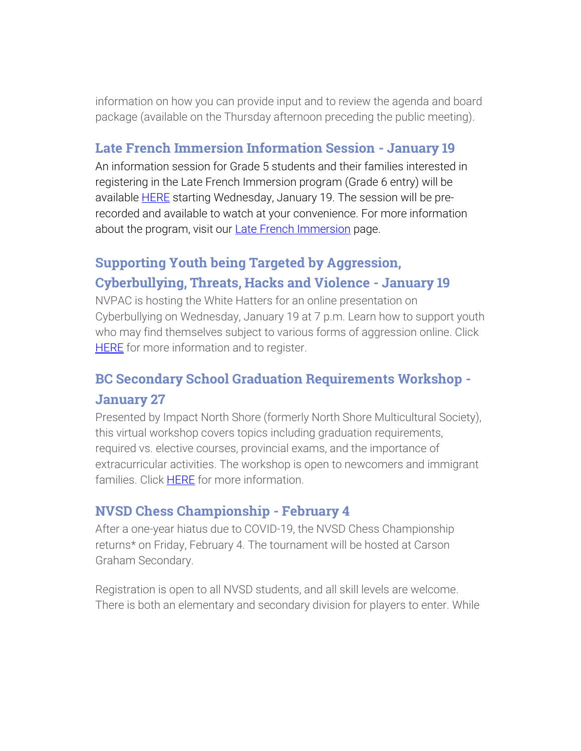information on how you can provide input and to review the agenda and board package (available on the Thursday afternoon preceding the public meeting).

### Late French Immersion Information Session - January 19

An information session for Grade 5 students and their families interested in registering in the Late French Immersion program (Grade 6 entry) will be available HERE starting Wednesday, January 19. The session will be pre-recorded and available to watch at your convenience. For more information about the program, visit our Late French Immersion page.

### Supporting Youth being Targeted by Aggression, Cyberbullying, Threats, Hacks and Violence - January 19

NVPAC is hosting the White Hatters for an online presentation on Cyberbullying on Wednesday, January 19 at 7 p.m. Learn how to support youth who may find themselves subject to various forms of aggression online. Click HERE for more information and to register.

### BC Secondary School Graduation Requirements Workshop - January 27

Presented by Impact North Shore (formerly North Shore Multicultural Society), this virtual workshop covers topics including graduation requirements, required vs. elective courses, provincial exams, and the importance of extracurricular activities. The workshop is open to newcomers and immigrant families. Click HERE for more information.

### NVSD Chess Championship - February 4

After a one-year hiatus due to COVID-19, the NVSD Chess Championship returns* on Friday, February 4. The tournament will be hosted at Carson Graham Secondary.

Registration is open to all NVSD students, and all skill levels are welcome. There is both an elementary and secondary division for players to enter. While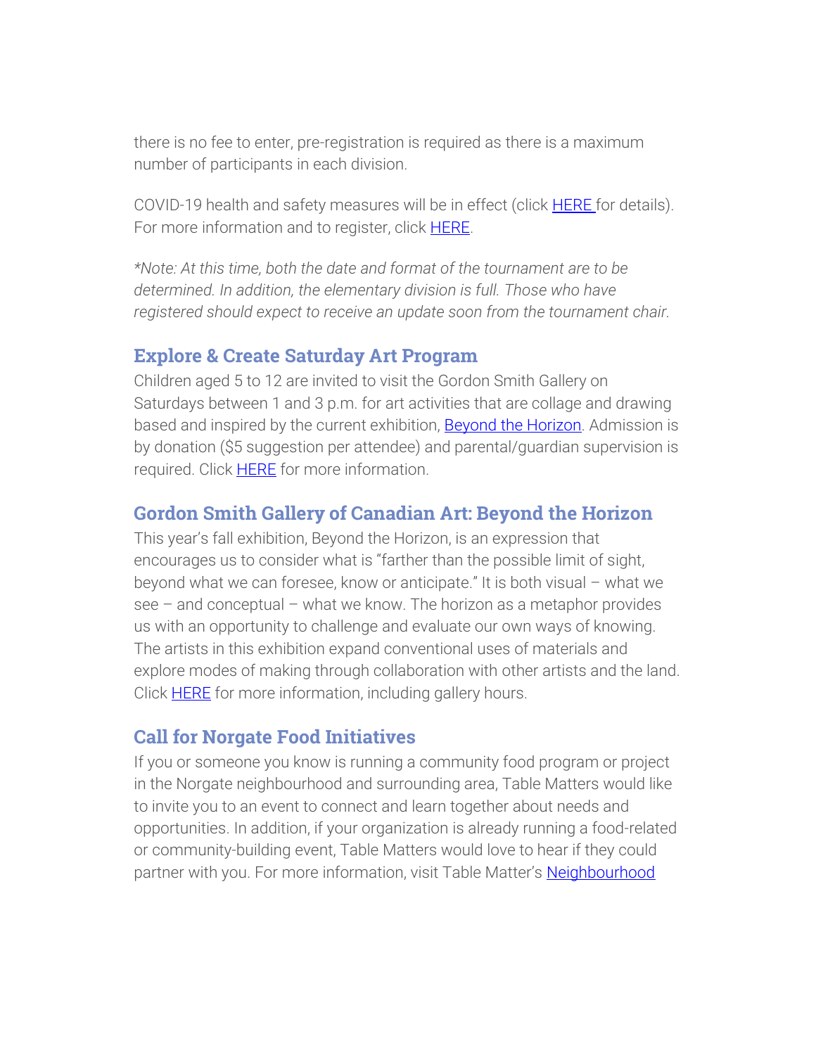there is no fee to enter, pre-registration is required as there is a maximum number of participants in each division.

COVID-19 health and safety measures will be in effect (click HERE for details). For more information and to register, click HERE.

*Note: At this time, both the date and format of the tournament are to be determined. In addition, the elementary division is full. Those who have registered should expect to receive an update soon from the tournament chair.*

### Explore & Create Saturday Art Program

Children aged 5 to 12 are invited to visit the Gordon Smith Gallery on Saturdays between 1 and 3 p.m. for art activities that are collage and drawing based and inspired by the current exhibition, Beyond the Horizon. Admission is by donation ($5 suggestion per attendee) and parental/guardian supervision is required. Click HERE for more information.

### Gordon Smith Gallery of Canadian Art: Beyond the Horizon

This year's fall exhibition, Beyond the Horizon, is an expression that encourages us to consider what is "farther than the possible limit of sight, beyond what we can foresee, know or anticipate." It is both visual – what we see – and conceptual – what we know. The horizon as a metaphor provides us with an opportunity to challenge and evaluate our own ways of knowing. The artists in this exhibition expand conventional uses of materials and explore modes of making through collaboration with other artists and the land. Click HERE for more information, including gallery hours.

### Call for Norgate Food Initiatives

If you or someone you know is running a community food program or project in the Norgate neighbourhood and surrounding area, Table Matters would like to invite you to an event to connect and learn together about needs and opportunities. In addition, if your organization is already running a food-related or community-building event, Table Matters would love to hear if they could partner with you. For more information, visit Table Matter's Neighbourhood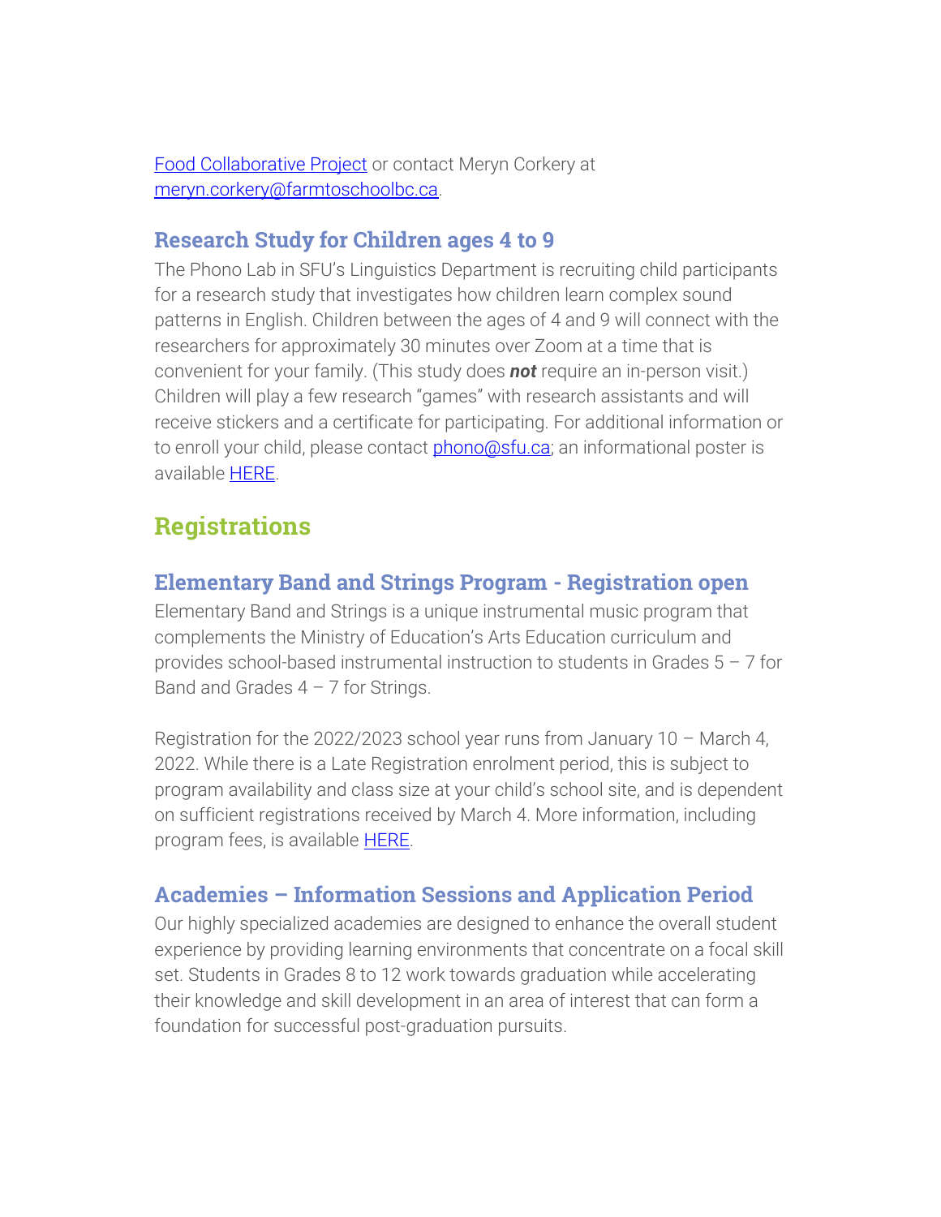Food Collaborative Project or contact Meryn Corkery at meryn.corkery@farmtoschoolbc.ca.

### Research Study for Children ages 4 to 9

The Phono Lab in SFU's Linguistics Department is recruiting child participants for a research study that investigates how children learn complex sound patterns in English. Children between the ages of 4 and 9 will connect with the researchers for approximately 30 minutes over Zoom at a time that is convenient for your family. (This study does ***not*** require an in-person visit.) Children will play a few research "games" with research assistants and will receive stickers and a certificate for participating. For additional information or to enroll your child, please contact phono@sfu.ca; an informational poster is available HERE.

## Registrations

### Elementary Band and Strings Program - Registration open

Elementary Band and Strings is a unique instrumental music program that complements the Ministry of Education's Arts Education curriculum and provides school-based instrumental instruction to students in Grades 5 – 7 for Band and Grades 4 – 7 for Strings.

Registration for the 2022/2023 school year runs from January 10 – March 4, 2022. While there is a Late Registration enrolment period, this is subject to program availability and class size at your child's school site, and is dependent on sufficient registrations received by March 4. More information, including program fees, is available HERE.

### Academies – Information Sessions and Application Period

Our highly specialized academies are designed to enhance the overall student experience by providing learning environments that concentrate on a focal skill set. Students in Grades 8 to 12 work towards graduation while accelerating their knowledge and skill development in an area of interest that can form a foundation for successful post-graduation pursuits.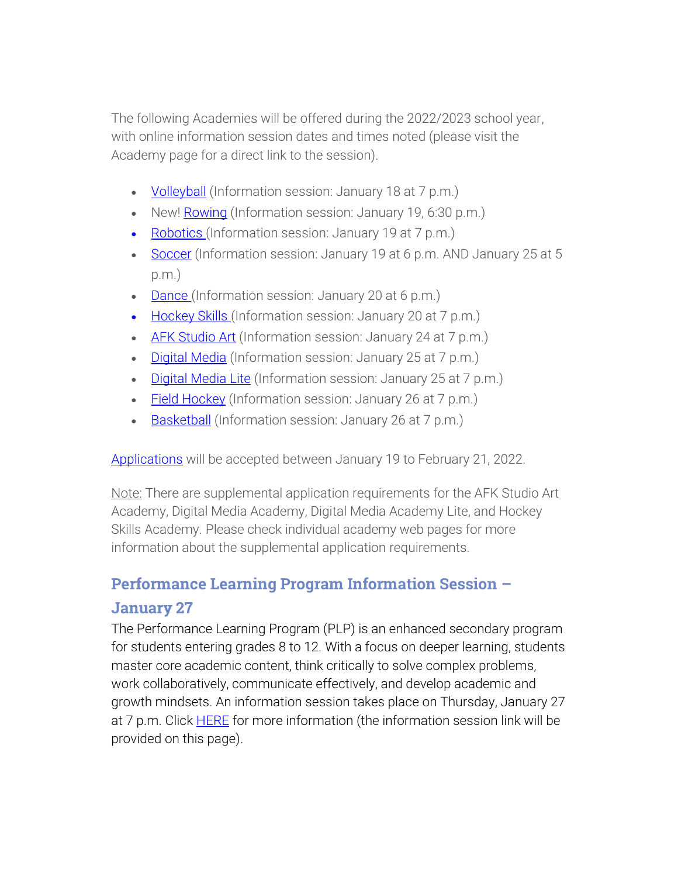The following Academies will be offered during the 2022/2023 school year, with online information session dates and times noted (please visit the Academy page for a direct link to the session).

- Volleyball (Information session: January 18 at 7 p.m.)
- New! Rowing (Information session: January 19, 6:30 p.m.)
- Robotics (Information session: January 19 at 7 p.m.)
- Soccer (Information session: January 19 at 6 p.m. AND January 25 at 5 p.m.)
- Dance (Information session: January 20 at 6 p.m.)
- Hockey Skills (Information session: January 20 at 7 p.m.)
- AFK Studio Art (Information session: January 24 at 7 p.m.)
- Digital Media (Information session: January 25 at 7 p.m.)
- Digital Media Lite (Information session: January 25 at 7 p.m.)
- Field Hockey (Information session: January 26 at 7 p.m.)
- Basketball (Information session: January 26 at 7 p.m.)

Applications will be accepted between January 19 to February 21, 2022.

Note: There are supplemental application requirements for the AFK Studio Art Academy, Digital Media Academy, Digital Media Academy Lite, and Hockey Skills Academy. Please check individual academy web pages for more information about the supplemental application requirements.

## Performance Learning Program Information Session – January 27

The Performance Learning Program (PLP) is an enhanced secondary program for students entering grades 8 to 12. With a focus on deeper learning, students master core academic content, think critically to solve complex problems, work collaboratively, communicate effectively, and develop academic and growth mindsets. An information session takes place on Thursday, January 27 at 7 p.m. Click HERE for more information (the information session link will be provided on this page).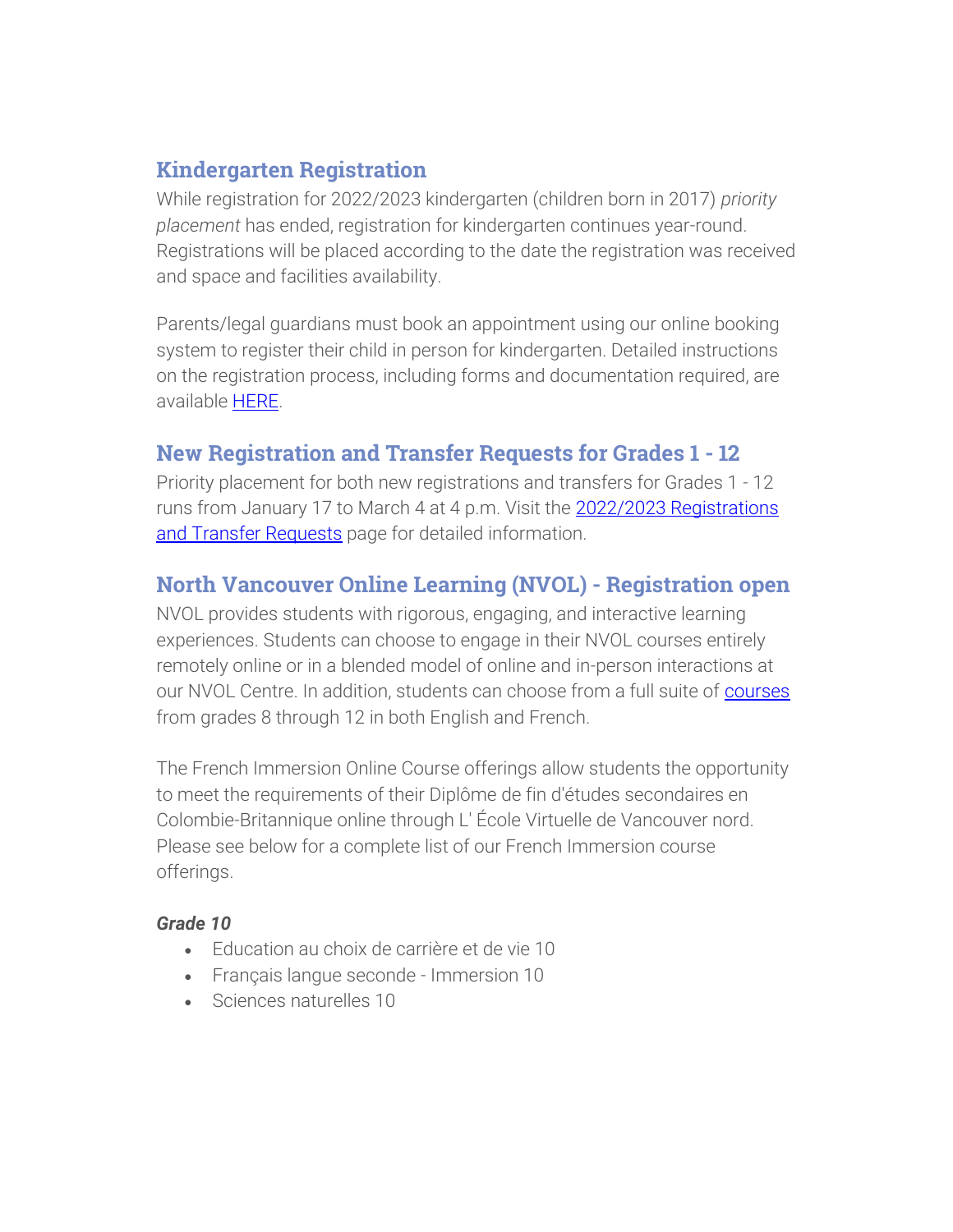## Kindergarten Registration

While registration for 2022/2023 kindergarten (children born in 2017) *priority placement* has ended, registration for kindergarten continues year-round. Registrations will be placed according to the date the registration was received and space and facilities availability.

Parents/legal guardians must book an appointment using our online booking system to register their child in person for kindergarten. Detailed instructions on the registration process, including forms and documentation required, are available [HERE].

## New Registration and Transfer Requests for Grades 1 - 12

Priority placement for both new registrations and transfers for Grades 1 - 12 runs from January 17 to March 4 at 4 p.m. Visit the [2022/2023 Registrations and Transfer Requests] page for detailed information.

## North Vancouver Online Learning (NVOL) - Registration open

NVOL provides students with rigorous, engaging, and interactive learning experiences. Students can choose to engage in their NVOL courses entirely remotely online or in a blended model of online and in-person interactions at our NVOL Centre. In addition, students can choose from a full suite of [courses] from grades 8 through 12 in both English and French.

The French Immersion Online Course offerings allow students the opportunity to meet the requirements of their Diplôme de fin d'études secondaires en Colombie-Britannique online through L' École Virtuelle de Vancouver nord. Please see below for a complete list of our French Immersion course offerings.

***Grade 10***

- Education au choix de carrière et de vie 10
- Français langue seconde - Immersion 10
- Sciences naturelles 10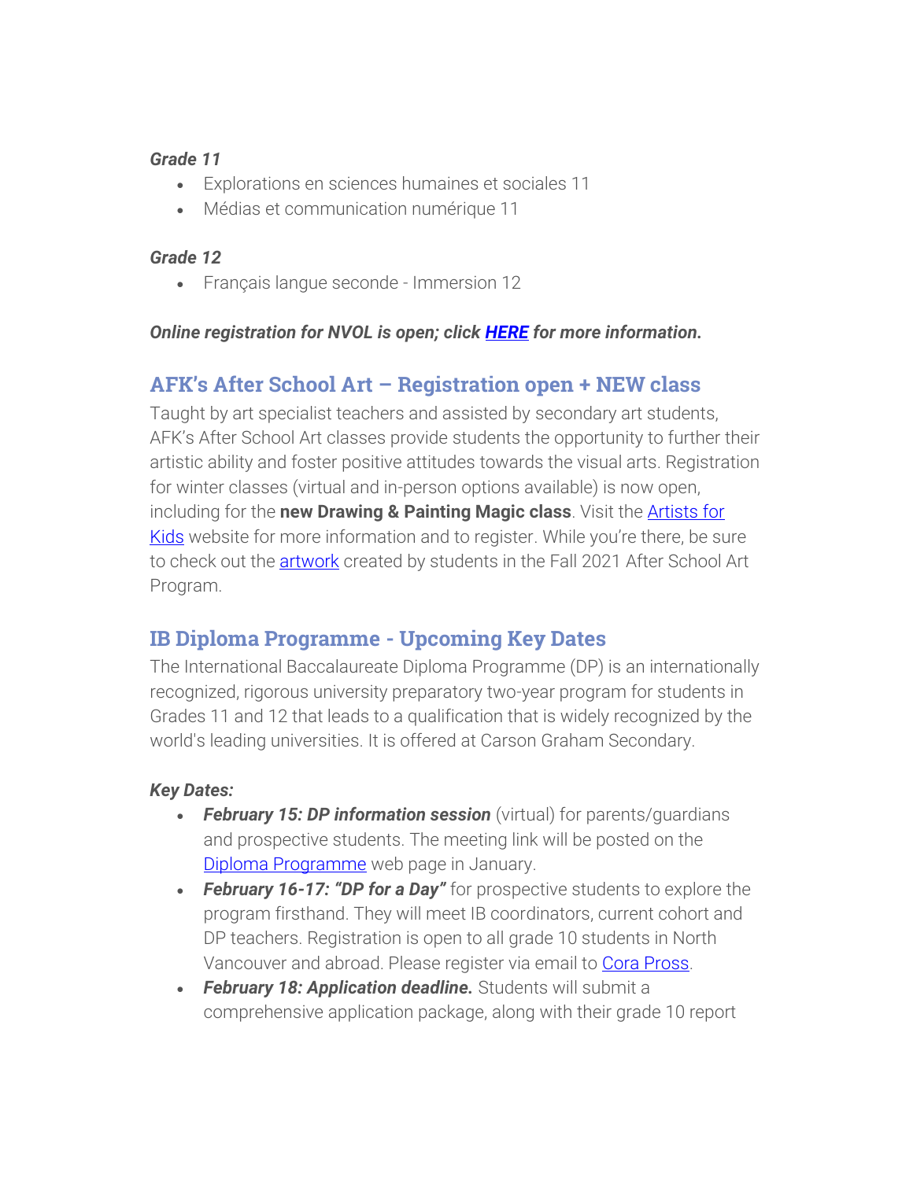***Grade 11***

- Explorations en sciences humaines et sociales 11
- Médias et communication numérique 11

***Grade 12***

- Français langue seconde - Immersion 12

***Online registration for NVOL is open; click HERE for more information.***

## AFK's After School Art – Registration open + NEW class

Taught by art specialist teachers and assisted by secondary art students, AFK's After School Art classes provide students the opportunity to further their artistic ability and foster positive attitudes towards the visual arts. Registration for winter classes (virtual and in-person options available) is now open, including for the **new Drawing & Painting Magic class**. Visit the Artists for Kids website for more information and to register. While you're there, be sure to check out the artwork created by students in the Fall 2021 After School Art Program.

## IB Diploma Programme - Upcoming Key Dates

The International Baccalaureate Diploma Programme (DP) is an internationally recognized, rigorous university preparatory two-year program for students in Grades 11 and 12 that leads to a qualification that is widely recognized by the world's leading universities. It is offered at Carson Graham Secondary.

***Key Dates:***

- ***February 15: DP information session*** (virtual) for parents/guardians and prospective students. The meeting link will be posted on the Diploma Programme web page in January.
- ***February 16-17: "DP for a Day"*** for prospective students to explore the program firsthand. They will meet IB coordinators, current cohort and DP teachers. Registration is open to all grade 10 students in North Vancouver and abroad. Please register via email to Cora Pross.
- ***February 18: Application deadline.*** Students will submit a comprehensive application package, along with their grade 10 report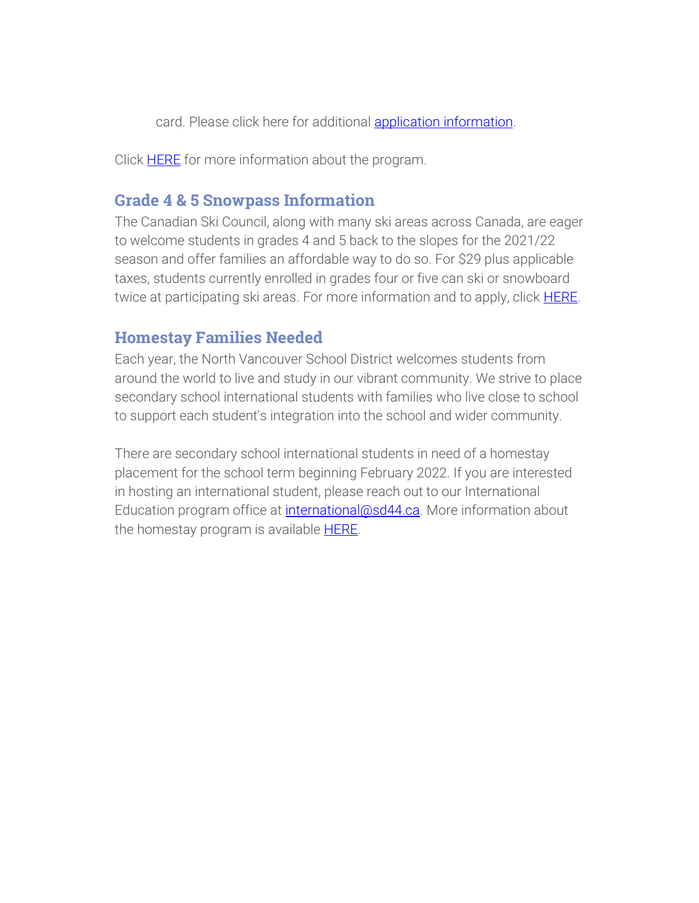card. Please click here for additional application information.

Click HERE for more information about the program.

## Grade 4 & 5 Snowpass Information

The Canadian Ski Council, along with many ski areas across Canada, are eager to welcome students in grades 4 and 5 back to the slopes for the 2021/22 season and offer families an affordable way to do so. For $29 plus applicable taxes, students currently enrolled in grades four or five can ski or snowboard twice at participating ski areas. For more information and to apply, click HERE.

## Homestay Families Needed

Each year, the North Vancouver School District welcomes students from around the world to live and study in our vibrant community. We strive to place secondary school international students with families who live close to school to support each student's integration into the school and wider community.

There are secondary school international students in need of a homestay placement for the school term beginning February 2022. If you are interested in hosting an international student, please reach out to our International Education program office at international@sd44.ca. More information about the homestay program is available HERE.